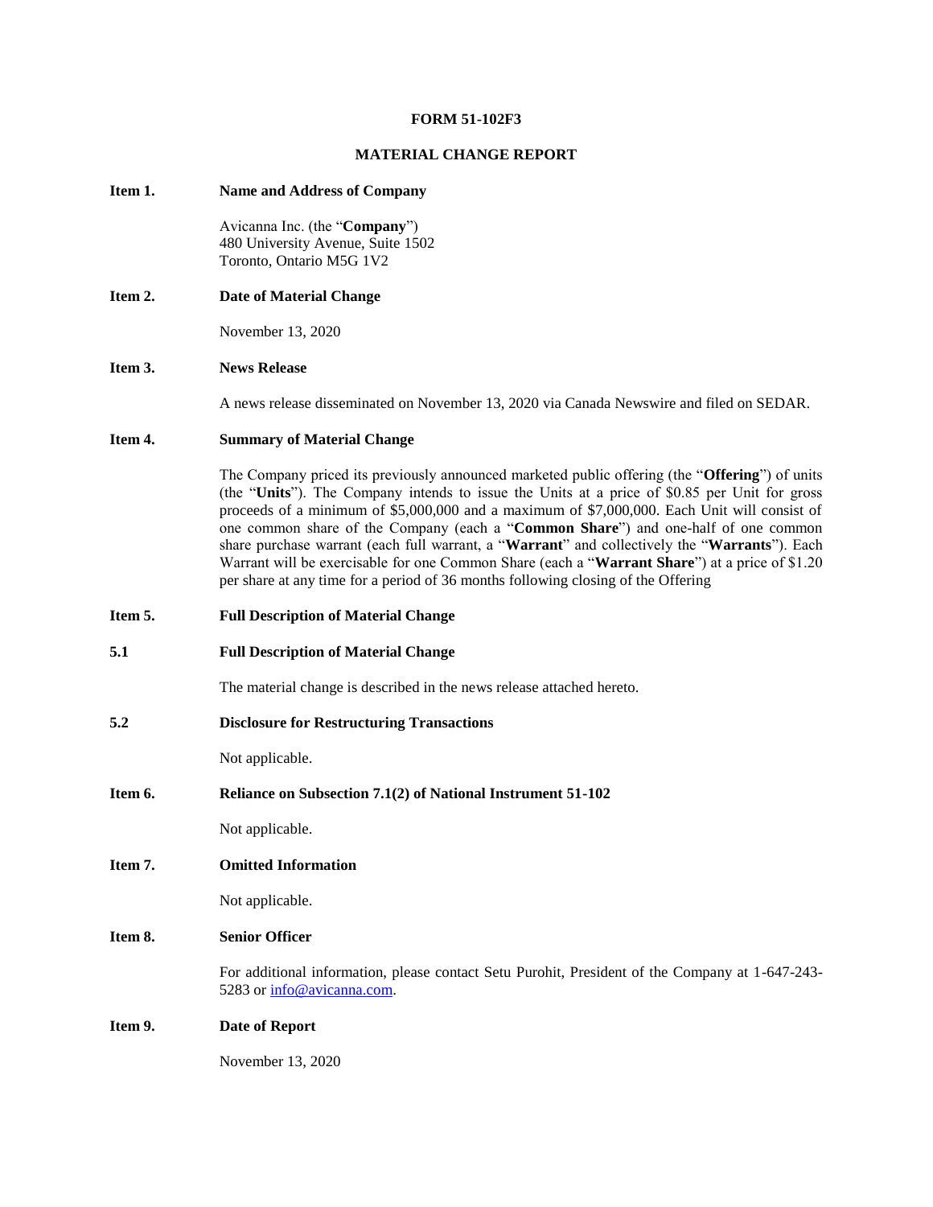**FORM 51-102F3**

**MATERIAL CHANGE REPORT**

**Item 1. Name and Address of Company**

Avicanna Inc. (the "**Company**")
480 University Avenue, Suite 1502
Toronto, Ontario M5G 1V2

**Item 2. Date of Material Change**

November 13, 2020

**Item 3. News Release**

A news release disseminated on November 13, 2020 via Canada Newswire and filed on SEDAR.

**Item 4. Summary of Material Change**

The Company priced its previously announced marketed public offering (the "**Offering**") of units (the "**Units**"). The Company intends to issue the Units at a price of $0.85 per Unit for gross proceeds of a minimum of $5,000,000 and a maximum of $7,000,000. Each Unit will consist of one common share of the Company (each a "**Common Share**") and one-half of one common share purchase warrant (each full warrant, a "**Warrant**" and collectively the "**Warrants**"). Each Warrant will be exercisable for one Common Share (each a "**Warrant Share**") at a price of $1.20 per share at any time for a period of 36 months following closing of the Offering

**Item 5. Full Description of Material Change**

**5.1 Full Description of Material Change**

The material change is described in the news release attached hereto.

**5.2 Disclosure for Restructuring Transactions**

Not applicable.

**Item 6. Reliance on Subsection 7.1(2) of National Instrument 51-102**

Not applicable.

**Item 7. Omitted Information**

Not applicable.

**Item 8. Senior Officer**

For additional information, please contact Setu Purohit, President of the Company at 1-647-243-5283 or info@avicanna.com.

**Item 9. Date of Report**

November 13, 2020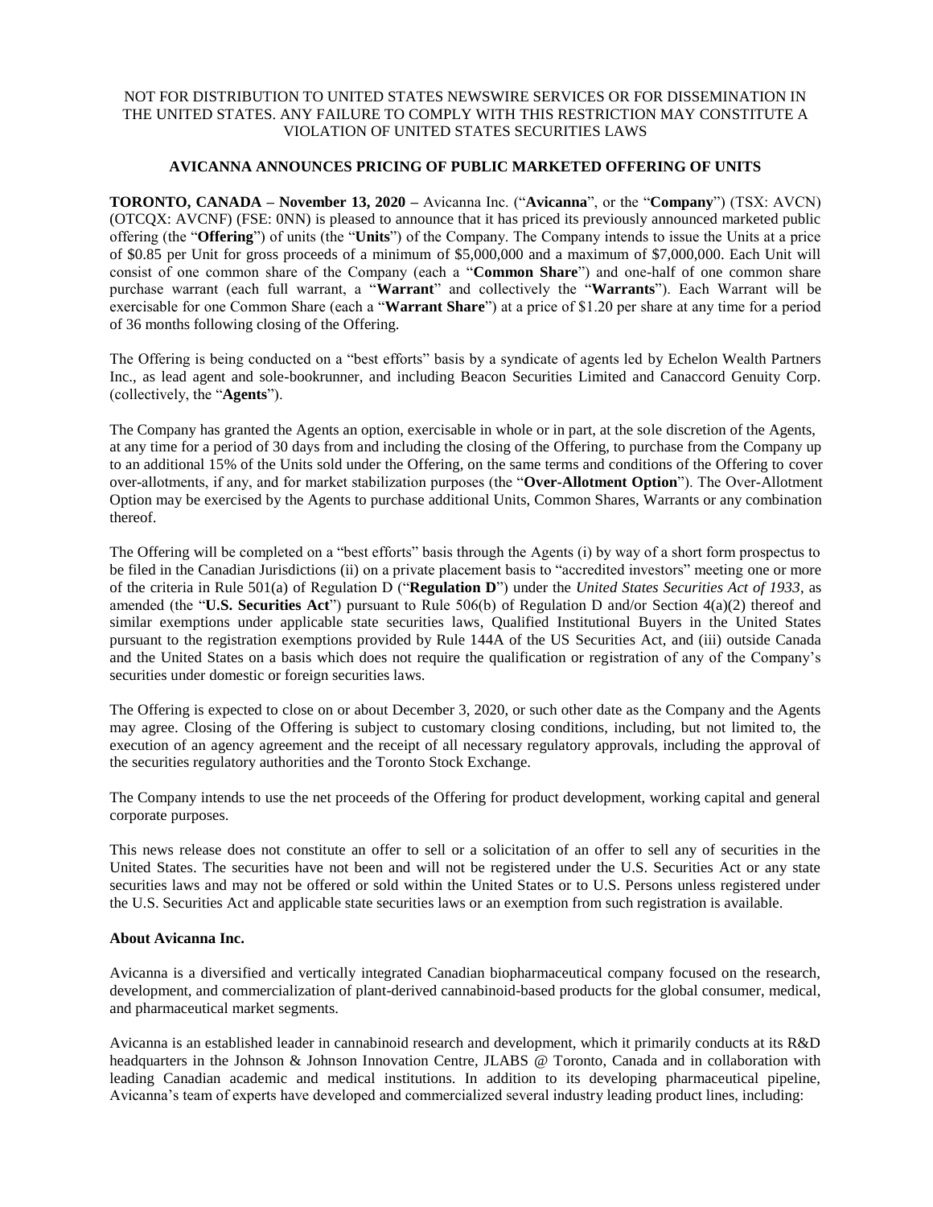NOT FOR DISTRIBUTION TO UNITED STATES NEWSWIRE SERVICES OR FOR DISSEMINATION IN THE UNITED STATES. ANY FAILURE TO COMPLY WITH THIS RESTRICTION MAY CONSTITUTE A VIOLATION OF UNITED STATES SECURITIES LAWS

**AVICANNA ANNOUNCES PRICING OF PUBLIC MARKETED OFFERING OF UNITS**

**TORONTO, CANADA – November 13, 2020 –** Avicanna Inc. ("**Avicanna**", or the "**Company**") (TSX: AVCN) (OTCQX: AVCNF) (FSE: 0NN) is pleased to announce that it has priced its previously announced marketed public offering (the "**Offering**") of units (the "**Units**") of the Company. The Company intends to issue the Units at a price of $0.85 per Unit for gross proceeds of a minimum of $5,000,000 and a maximum of $7,000,000. Each Unit will consist of one common share of the Company (each a "**Common Share**") and one-half of one common share purchase warrant (each full warrant, a "**Warrant**" and collectively the "**Warrants**"). Each Warrant will be exercisable for one Common Share (each a "**Warrant Share**") at a price of $1.20 per share at any time for a period of 36 months following closing of the Offering.

The Offering is being conducted on a "best efforts" basis by a syndicate of agents led by Echelon Wealth Partners Inc., as lead agent and sole-bookrunner, and including Beacon Securities Limited and Canaccord Genuity Corp. (collectively, the "**Agents**").

The Company has granted the Agents an option, exercisable in whole or in part, at the sole discretion of the Agents, at any time for a period of 30 days from and including the closing of the Offering, to purchase from the Company up to an additional 15% of the Units sold under the Offering, on the same terms and conditions of the Offering to cover over-allotments, if any, and for market stabilization purposes (the "**Over-Allotment Option**"). The Over-Allotment Option may be exercised by the Agents to purchase additional Units, Common Shares, Warrants or any combination thereof.

The Offering will be completed on a "best efforts" basis through the Agents (i) by way of a short form prospectus to be filed in the Canadian Jurisdictions (ii) on a private placement basis to "accredited investors" meeting one or more of the criteria in Rule 501(a) of Regulation D ("**Regulation D**") under the *United States Securities Act of 1933*, as amended (the "**U.S. Securities Act**") pursuant to Rule 506(b) of Regulation D and/or Section 4(a)(2) thereof and similar exemptions under applicable state securities laws, Qualified Institutional Buyers in the United States pursuant to the registration exemptions provided by Rule 144A of the US Securities Act, and (iii) outside Canada and the United States on a basis which does not require the qualification or registration of any of the Company's securities under domestic or foreign securities laws.

The Offering is expected to close on or about December 3, 2020, or such other date as the Company and the Agents may agree. Closing of the Offering is subject to customary closing conditions, including, but not limited to, the execution of an agency agreement and the receipt of all necessary regulatory approvals, including the approval of the securities regulatory authorities and the Toronto Stock Exchange.

The Company intends to use the net proceeds of the Offering for product development, working capital and general corporate purposes.

This news release does not constitute an offer to sell or a solicitation of an offer to sell any of securities in the United States. The securities have not been and will not be registered under the U.S. Securities Act or any state securities laws and may not be offered or sold within the United States or to U.S. Persons unless registered under the U.S. Securities Act and applicable state securities laws or an exemption from such registration is available.

**About Avicanna Inc.**

Avicanna is a diversified and vertically integrated Canadian biopharmaceutical company focused on the research, development, and commercialization of plant-derived cannabinoid-based products for the global consumer, medical, and pharmaceutical market segments.

Avicanna is an established leader in cannabinoid research and development, which it primarily conducts at its R&D headquarters in the Johnson & Johnson Innovation Centre, JLABS @ Toronto, Canada and in collaboration with leading Canadian academic and medical institutions. In addition to its developing pharmaceutical pipeline, Avicanna's team of experts have developed and commercialized several industry leading product lines, including: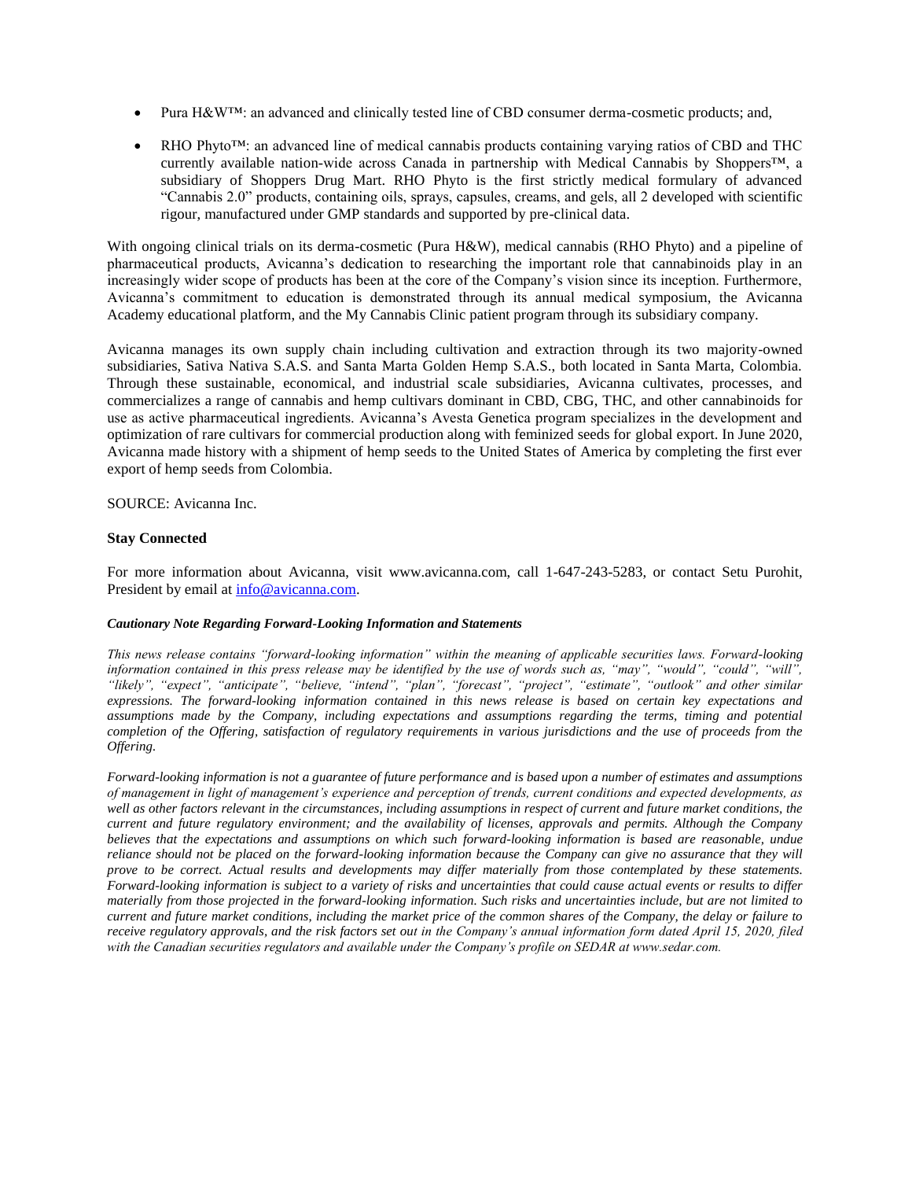- Pura H&W™: an advanced and clinically tested line of CBD consumer derma-cosmetic products; and,

- RHO Phyto™: an advanced line of medical cannabis products containing varying ratios of CBD and THC currently available nation-wide across Canada in partnership with Medical Cannabis by Shoppers™, a subsidiary of Shoppers Drug Mart. RHO Phyto is the first strictly medical formulary of advanced "Cannabis 2.0" products, containing oils, sprays, capsules, creams, and gels, all 2 developed with scientific rigour, manufactured under GMP standards and supported by pre-clinical data.

With ongoing clinical trials on its derma-cosmetic (Pura H&W), medical cannabis (RHO Phyto) and a pipeline of pharmaceutical products, Avicanna's dedication to researching the important role that cannabinoids play in an increasingly wider scope of products has been at the core of the Company's vision since its inception. Furthermore, Avicanna's commitment to education is demonstrated through its annual medical symposium, the Avicanna Academy educational platform, and the My Cannabis Clinic patient program through its subsidiary company.

Avicanna manages its own supply chain including cultivation and extraction through its two majority-owned subsidiaries, Sativa Nativa S.A.S. and Santa Marta Golden Hemp S.A.S., both located in Santa Marta, Colombia. Through these sustainable, economical, and industrial scale subsidiaries, Avicanna cultivates, processes, and commercializes a range of cannabis and hemp cultivars dominant in CBD, CBG, THC, and other cannabinoids for use as active pharmaceutical ingredients. Avicanna's Avesta Genetica program specializes in the development and optimization of rare cultivars for commercial production along with feminized seeds for global export. In June 2020, Avicanna made history with a shipment of hemp seeds to the United States of America by completing the first ever export of hemp seeds from Colombia.

SOURCE: Avicanna Inc.

**Stay Connected**

For more information about Avicanna, visit www.avicanna.com, call 1-647-243-5283, or contact Setu Purohit, President by email at info@avicanna.com.

***Cautionary Note Regarding Forward-Looking Information and Statements***

*This news release contains "forward-looking information" within the meaning of applicable securities laws. Forward-looking information contained in this press release may be identified by the use of words such as, "may", "would", "could", "will", "likely", "expect", "anticipate", "believe, "intend", "plan", "forecast", "project", "estimate", "outlook" and other similar expressions. The forward-looking information contained in this news release is based on certain key expectations and assumptions made by the Company, including expectations and assumptions regarding the terms, timing and potential completion of the Offering, satisfaction of regulatory requirements in various jurisdictions and the use of proceeds from the Offering.*

*Forward-looking information is not a guarantee of future performance and is based upon a number of estimates and assumptions of management in light of management's experience and perception of trends, current conditions and expected developments, as well as other factors relevant in the circumstances, including assumptions in respect of current and future market conditions, the current and future regulatory environment; and the availability of licenses, approvals and permits. Although the Company believes that the expectations and assumptions on which such forward-looking information is based are reasonable, undue reliance should not be placed on the forward-looking information because the Company can give no assurance that they will prove to be correct. Actual results and developments may differ materially from those contemplated by these statements. Forward-looking information is subject to a variety of risks and uncertainties that could cause actual events or results to differ materially from those projected in the forward-looking information. Such risks and uncertainties include, but are not limited to current and future market conditions, including the market price of the common shares of the Company, the delay or failure to receive regulatory approvals, and the risk factors set out in the Company's annual information form dated April 15, 2020, filed with the Canadian securities regulators and available under the Company's profile on SEDAR at www.sedar.com.*